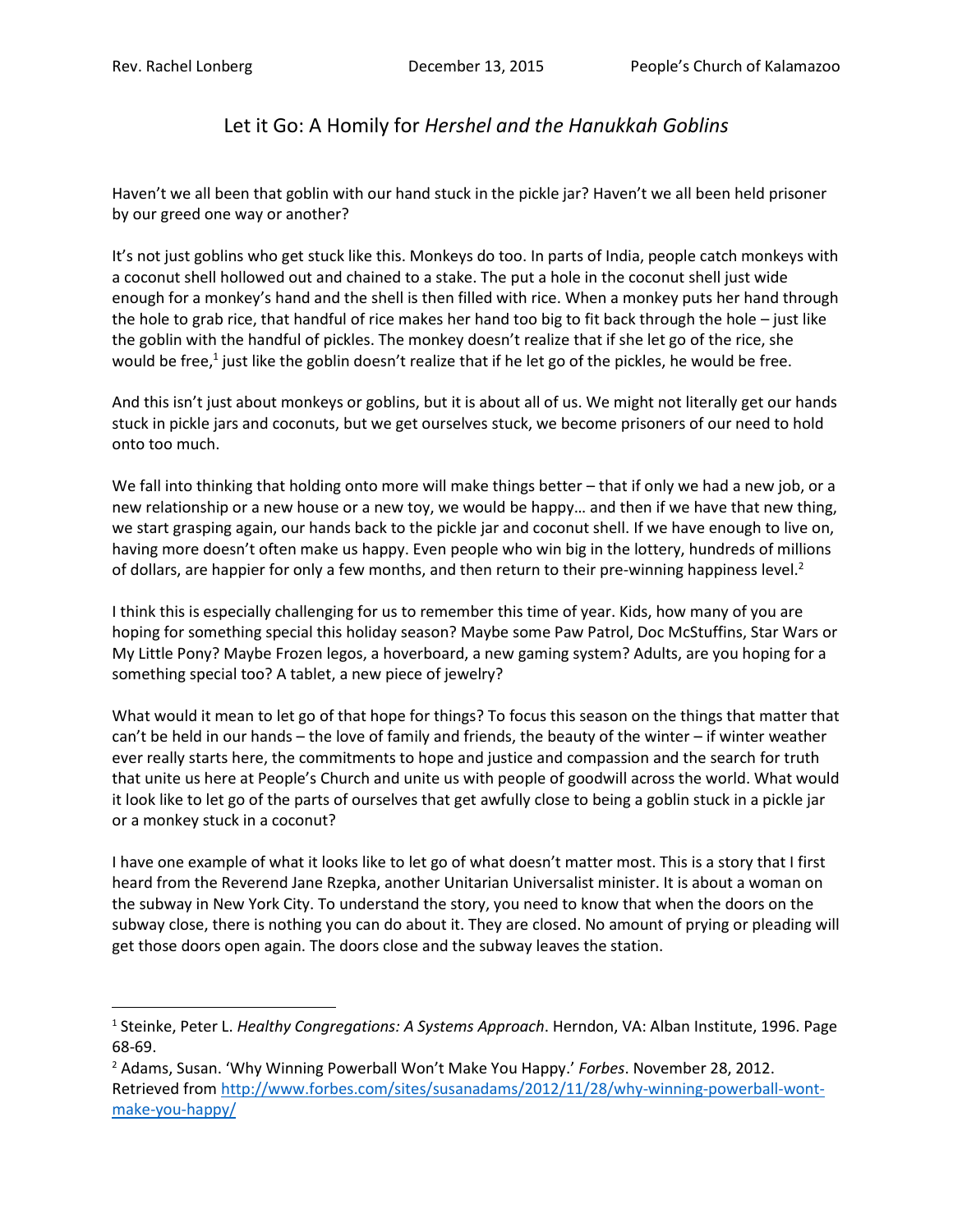Rev. Rachel Lonberg December 13, 2015 People's Church of Kalamazoo

# Let it Go: A Homily for *Hershel and the Hanukkah Goblins*

Haven't we all been that goblin with our hand stuck in the pickle jar? Haven't we all been held prisoner by our greed one way or another?

It's not just goblins who get stuck like this. Monkeys do too. In parts of India, people catch monkeys with a coconut shell hollowed out and chained to a stake. The put a hole in the coconut shell just wide enough for a monkey's hand and the shell is then filled with rice. When a monkey puts her hand through the hole to grab rice, that handful of rice makes her hand too big to fit back through the hole – just like the goblin with the handful of pickles. The monkey doesn't realize that if she let go of the rice, she would be free,[1] just like the goblin doesn't realize that if he let go of the pickles, he would be free.

And this isn't just about monkeys or goblins, but it is about all of us. We might not literally get our hands stuck in pickle jars and coconuts, but we get ourselves stuck, we become prisoners of our need to hold onto too much.

We fall into thinking that holding onto more will make things better – that if only we had a new job, or a new relationship or a new house or a new toy, we would be happy… and then if we have that new thing, we start grasping again, our hands back to the pickle jar and coconut shell. If we have enough to live on, having more doesn't often make us happy. Even people who win big in the lottery, hundreds of millions of dollars, are happier for only a few months, and then return to their pre-winning happiness level.[2]

I think this is especially challenging for us to remember this time of year. Kids, how many of you are hoping for something special this holiday season? Maybe some Paw Patrol, Doc McStuffins, Star Wars or My Little Pony? Maybe Frozen legos, a hoverboard, a new gaming system? Adults, are you hoping for a something special too? A tablet, a new piece of jewelry?

What would it mean to let go of that hope for things? To focus this season on the things that matter that can't be held in our hands – the love of family and friends, the beauty of the winter – if winter weather ever really starts here, the commitments to hope and justice and compassion and the search for truth that unite us here at People's Church and unite us with people of goodwill across the world. What would it look like to let go of the parts of ourselves that get awfully close to being a goblin stuck in a pickle jar or a monkey stuck in a coconut?

I have one example of what it looks like to let go of what doesn't matter most. This is a story that I first heard from the Reverend Jane Rzepka, another Unitarian Universalist minister. It is about a woman on the subway in New York City. To understand the story, you need to know that when the doors on the subway close, there is nothing you can do about it. They are closed. No amount of prying or pleading will get those doors open again. The doors close and the subway leaves the station.

---

[1] Steinke, Peter L. *Healthy Congregations: A Systems Approach*. Herndon, VA: Alban Institute, 1996. Page 68-69.

[2] Adams, Susan. 'Why Winning Powerball Won't Make You Happy.' *Forbes*. November 28, 2012. Retrieved from http://www.forbes.com/sites/susanadams/2012/11/28/why-winning-powerball-wont-make-you-happy/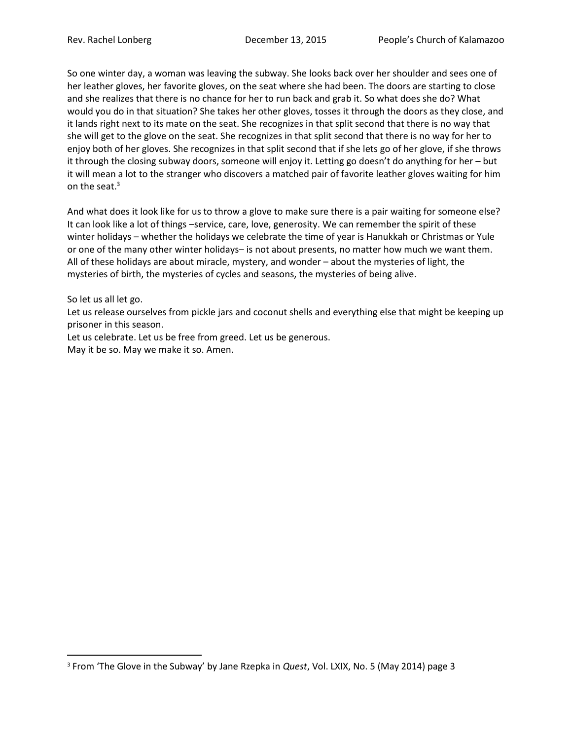So one winter day, a woman was leaving the subway. She looks back over her shoulder and sees one of her leather gloves, her favorite gloves, on the seat where she had been. The doors are starting to close and she realizes that there is no chance for her to run back and grab it. So what does she do? What would you do in that situation? She takes her other gloves, tosses it through the doors as they close, and it lands right next to its mate on the seat. She recognizes in that split second that there is no way that she will get to the glove on the seat. She recognizes in that split second that there is no way for her to enjoy both of her gloves. She recognizes in that split second that if she lets go of her glove, if she throws it through the closing subway doors, someone will enjoy it. Letting go doesn't do anything for her – but it will mean a lot to the stranger who discovers a matched pair of favorite leather gloves waiting for him on the seat.[3]

And what does it look like for us to throw a glove to make sure there is a pair waiting for someone else? It can look like a lot of things –service, care, love, generosity. We can remember the spirit of these winter holidays – whether the holidays we celebrate the time of year is Hanukkah or Christmas or Yule or one of the many other winter holidays– is not about presents, no matter how much we want them. All of these holidays are about miracle, mystery, and wonder – about the mysteries of light, the mysteries of birth, the mysteries of cycles and seasons, the mysteries of being alive.

So let us all let go.
Let us release ourselves from pickle jars and coconut shells and everything else that might be keeping up prisoner in this season.
Let us celebrate. Let us be free from greed. Let us be generous.
May it be so. May we make it so. Amen.

---

[3] From 'The Glove in the Subway' by Jane Rzepka in *Quest*, Vol. LXIX, No. 5 (May 2014) page 3